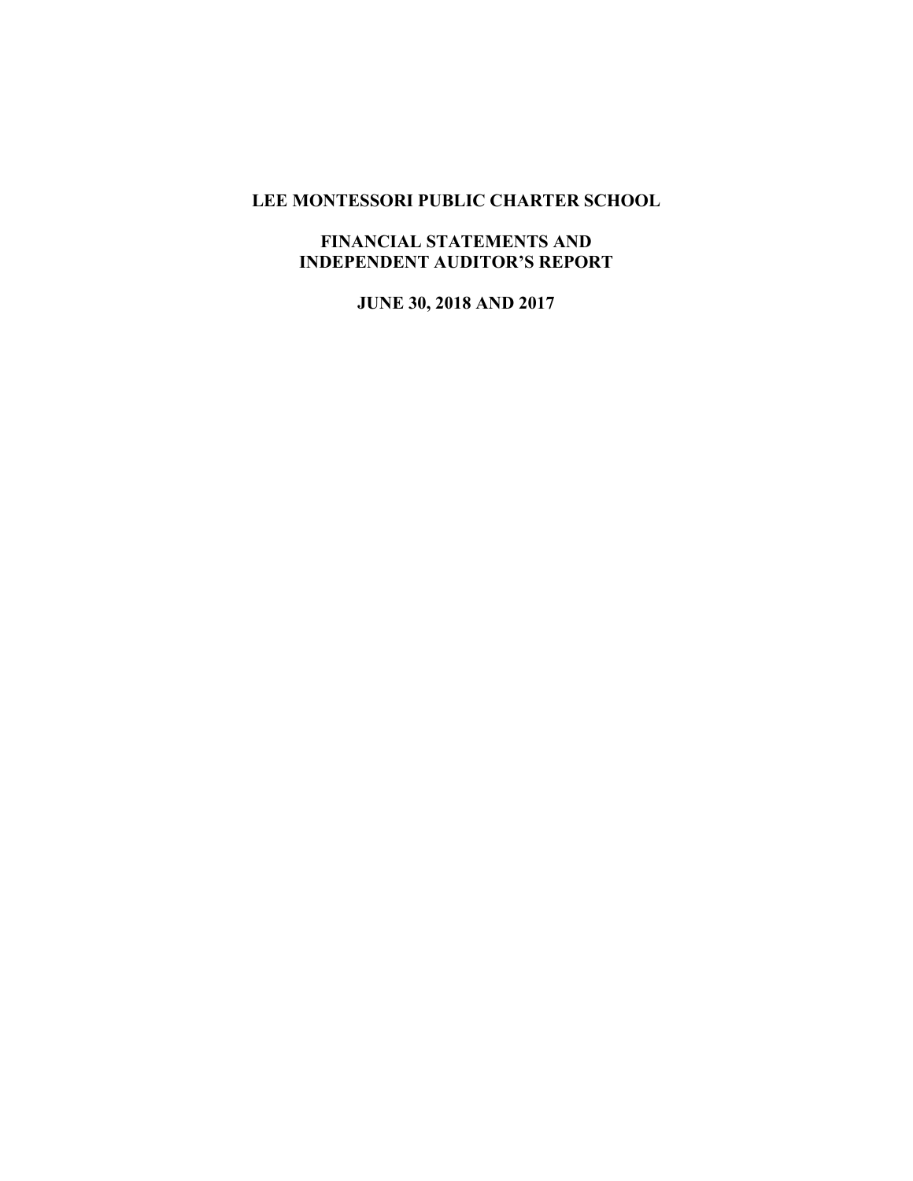# LEE MONTESSORI PUBLIC CHARTER SCHOOL

## FINANCIAL STATEMENTS AND INDEPENDENT AUDITOR'S REPORT

## JUNE 30, 2018 AND 2017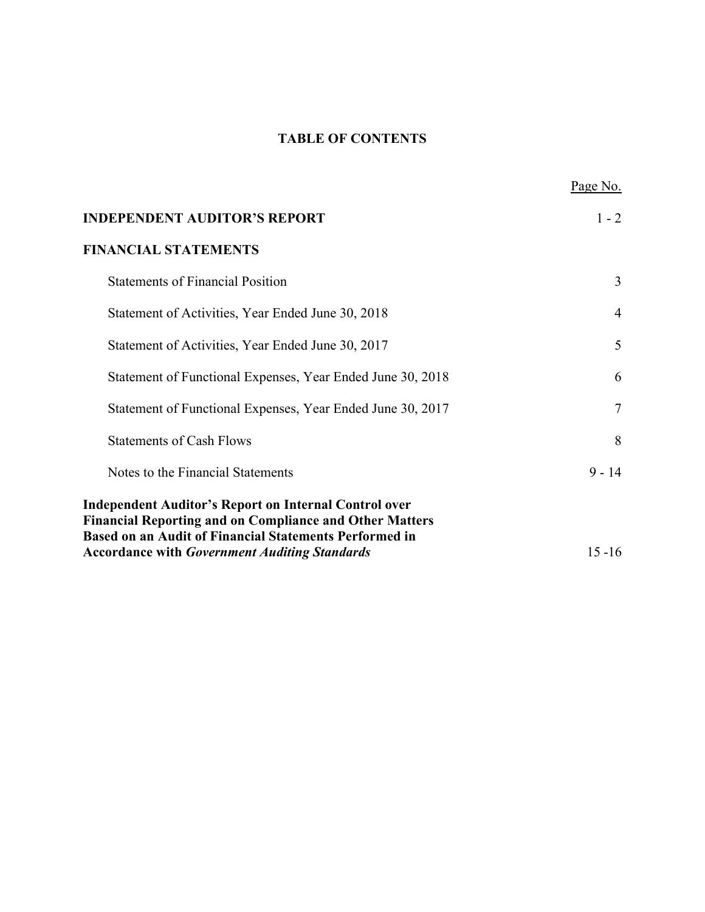# TABLE OF CONTENTS

| | Page No. |
|---|---|
| **INDEPENDENT AUDITOR'S REPORT** | 1 - 2 |
| **FINANCIAL STATEMENTS** | |
| Statements of Financial Position | 3 |
| Statement of Activities, Year Ended June 30, 2018 | 4 |
| Statement of Activities, Year Ended June 30, 2017 | 5 |
| Statement of Functional Expenses, Year Ended June 30, 2018 | 6 |
| Statement of Functional Expenses, Year Ended June 30, 2017 | 7 |
| Statements of Cash Flows | 8 |
| Notes to the Financial Statements | 9 - 14 |
| **Independent Auditor's Report on Internal Control over Financial Reporting and on Compliance and Other Matters Based on an Audit of Financial Statements Performed in Accordance with *Government Auditing Standards*** | 15 -16 |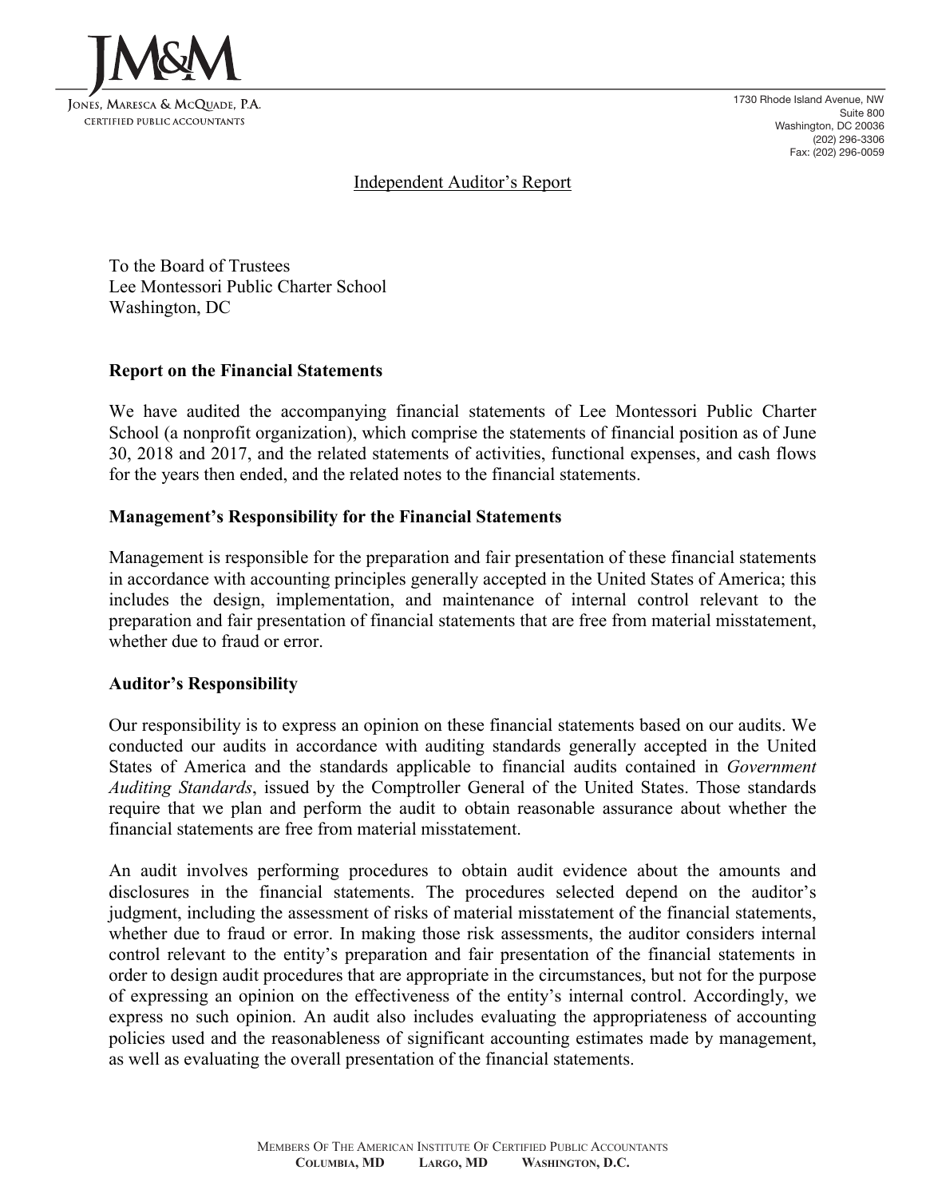JM&M

Jones, Maresca & McQuade, P.A.
Certified Public Accountants

1730 Rhode Island Avenue, NW
Suite 800
Washington, DC 20036
(202) 296-3306
Fax: (202) 296-0059

# Independent Auditor's Report

To the Board of Trustees
Lee Montessori Public Charter School
Washington, DC

## Report on the Financial Statements

We have audited the accompanying financial statements of Lee Montessori Public Charter School (a nonprofit organization), which comprise the statements of financial position as of June 30, 2018 and 2017, and the related statements of activities, functional expenses, and cash flows for the years then ended, and the related notes to the financial statements.

## Management's Responsibility for the Financial Statements

Management is responsible for the preparation and fair presentation of these financial statements in accordance with accounting principles generally accepted in the United States of America; this includes the design, implementation, and maintenance of internal control relevant to the preparation and fair presentation of financial statements that are free from material misstatement, whether due to fraud or error.

## Auditor's Responsibility

Our responsibility is to express an opinion on these financial statements based on our audits. We conducted our audits in accordance with auditing standards generally accepted in the United States of America and the standards applicable to financial audits contained in *Government Auditing Standards*, issued by the Comptroller General of the United States. Those standards require that we plan and perform the audit to obtain reasonable assurance about whether the financial statements are free from material misstatement.

An audit involves performing procedures to obtain audit evidence about the amounts and disclosures in the financial statements. The procedures selected depend on the auditor's judgment, including the assessment of risks of material misstatement of the financial statements, whether due to fraud or error. In making those risk assessments, the auditor considers internal control relevant to the entity's preparation and fair presentation of the financial statements in order to design audit procedures that are appropriate in the circumstances, but not for the purpose of expressing an opinion on the effectiveness of the entity's internal control. Accordingly, we express no such opinion. An audit also includes evaluating the appropriateness of accounting policies used and the reasonableness of significant accounting estimates made by management, as well as evaluating the overall presentation of the financial statements.

Members Of The American Institute Of Certified Public Accountants
**Columbia, MD Largo, MD Washington, D.C.**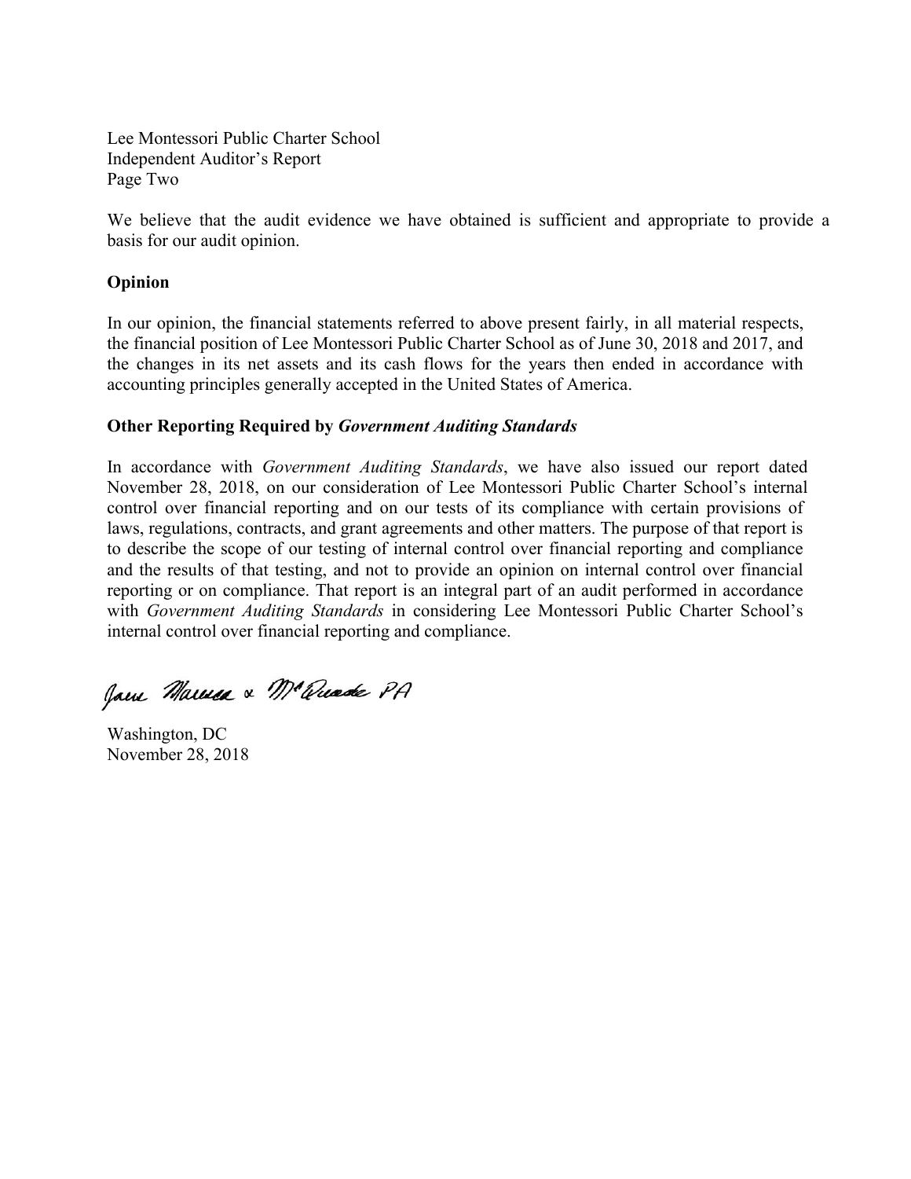Lee Montessori Public Charter School
Independent Auditor's Report
Page Two

We believe that the audit evidence we have obtained is sufficient and appropriate to provide a basis for our audit opinion.

**Opinion**

In our opinion, the financial statements referred to above present fairly, in all material respects, the financial position of Lee Montessori Public Charter School as of June 30, 2018 and 2017, and the changes in its net assets and its cash flows for the years then ended in accordance with accounting principles generally accepted in the United States of America.

**Other Reporting Required by *Government Auditing Standards***

In accordance with *Government Auditing Standards*, we have also issued our report dated November 28, 2018, on our consideration of Lee Montessori Public Charter School's internal control over financial reporting and on our tests of its compliance with certain provisions of laws, regulations, contracts, and grant agreements and other matters. The purpose of that report is to describe the scope of our testing of internal control over financial reporting and compliance and the results of that testing, and not to provide an opinion on internal control over financial reporting or on compliance. That report is an integral part of an audit performed in accordance with *Government Auditing Standards* in considering Lee Montessori Public Charter School's internal control over financial reporting and compliance.

Jane Marcus & McQuade PA

Washington, DC
November 28, 2018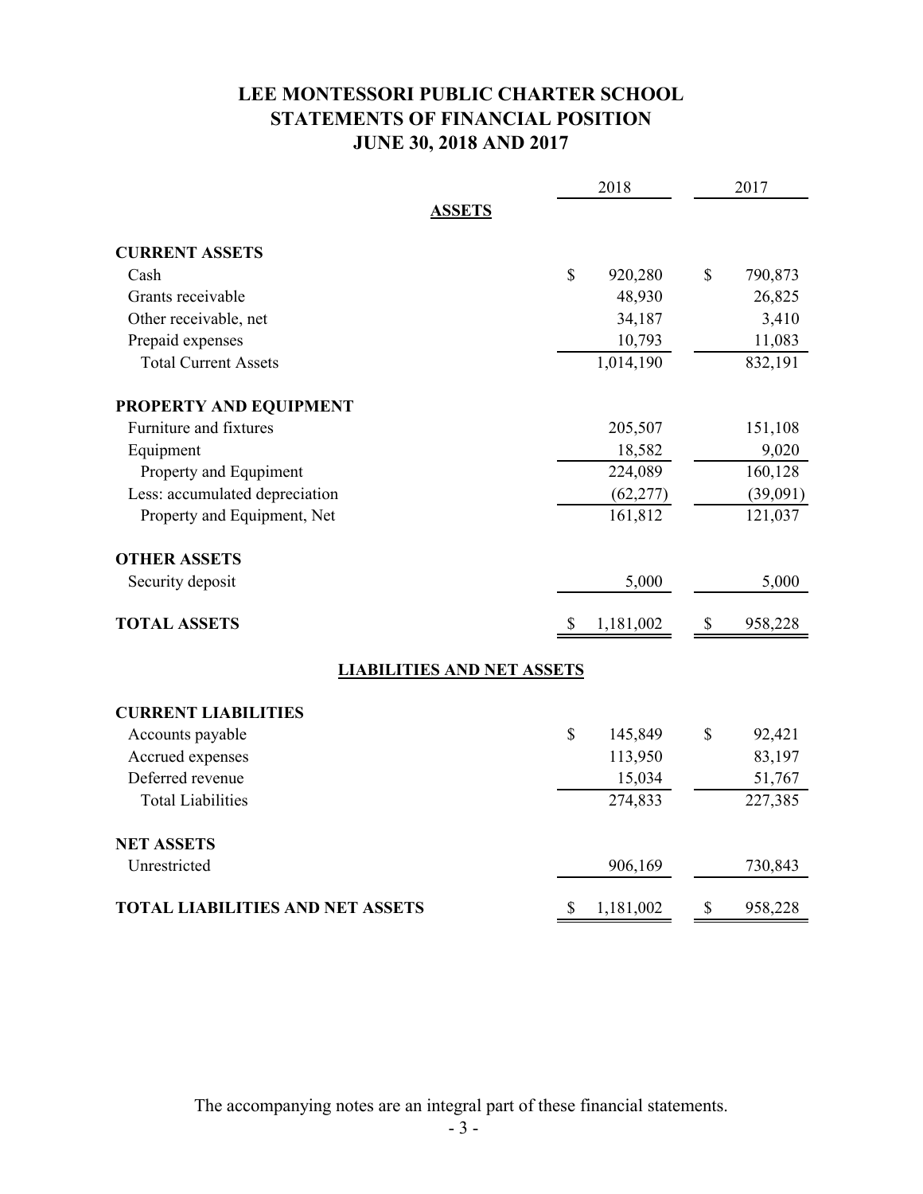# LEE MONTESSORI PUBLIC CHARTER SCHOOL
## STATEMENTS OF FINANCIAL POSITION
## JUNE 30, 2018 AND 2017

| | 2018 | 2017 |
|---|---|---|
| **ASSETS** | | |
| **CURRENT ASSETS** | | |
| Cash | $ 920,280 | $ 790,873 |
| Grants receivable | 48,930 | 26,825 |
| Other receivable, net | 34,187 | 3,410 |
| Prepaid expenses | 10,793 | 11,083 |
| Total Current Assets | 1,014,190 | 832,191 |
| **PROPERTY AND EQUIPMENT** | | |
| Furniture and fixtures | 205,507 | 151,108 |
| Equipment | 18,582 | 9,020 |
| Property and Equpiment | 224,089 | 160,128 |
| Less: accumulated depreciation | (62,277) | (39,091) |
| Property and Equipment, Net | 161,812 | 121,037 |
| **OTHER ASSETS** | | |
| Security deposit | 5,000 | 5,000 |
| **TOTAL ASSETS** | $ 1,181,002 | $ 958,228 |
| **LIABILITIES AND NET ASSETS** | | |
| **CURRENT LIABILITIES** | | |
| Accounts payable | $ 145,849 | $ 92,421 |
| Accrued expenses | 113,950 | 83,197 |
| Deferred revenue | 15,034 | 51,767 |
| Total Liabilities | 274,833 | 227,385 |
| **NET ASSETS** | | |
| Unrestricted | 906,169 | 730,843 |
| **TOTAL LIABILITIES AND NET ASSETS** | $ 1,181,002 | $ 958,228 |

The accompanying notes are an integral part of these financial statements.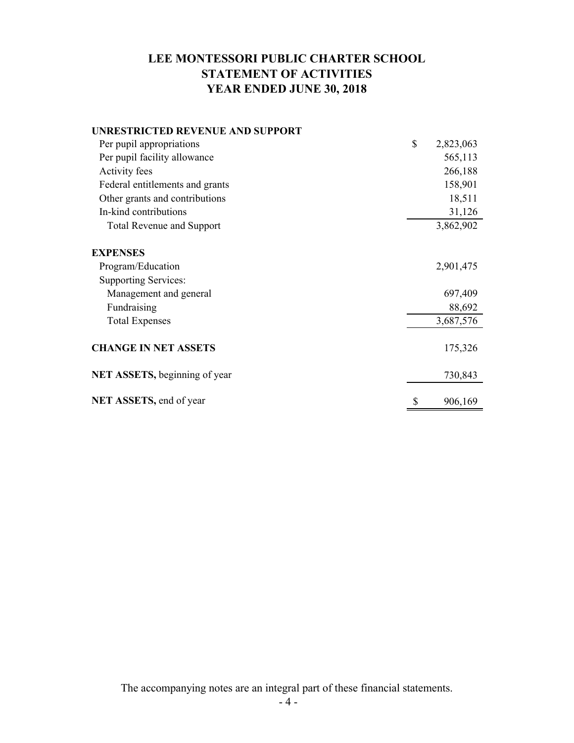# LEE MONTESSORI PUBLIC CHARTER SCHOOL
## STATEMENT OF ACTIVITIES
## YEAR ENDED JUNE 30, 2018

| | |
|---|---|
| **UNRESTRICTED REVENUE AND SUPPORT** | |
| Per pupil appropriations | $ 2,823,063 |
| Per pupil facility allowance | 565,113 |
| Activity fees | 266,188 |
| Federal entitlements and grants | 158,901 |
| Other grants and contributions | 18,511 |
| In-kind contributions | 31,126 |
| Total Revenue and Support | 3,862,902 |
| **EXPENSES** | |
| Program/Education | 2,901,475 |
| Supporting Services: | |
| Management and general | 697,409 |
| Fundraising | 88,692 |
| Total Expenses | 3,687,576 |
| **CHANGE IN NET ASSETS** | 175,326 |
| **NET ASSETS,** beginning of year | 730,843 |
| **NET ASSETS,** end of year | $ 906,169 |

The accompanying notes are an integral part of these financial statements.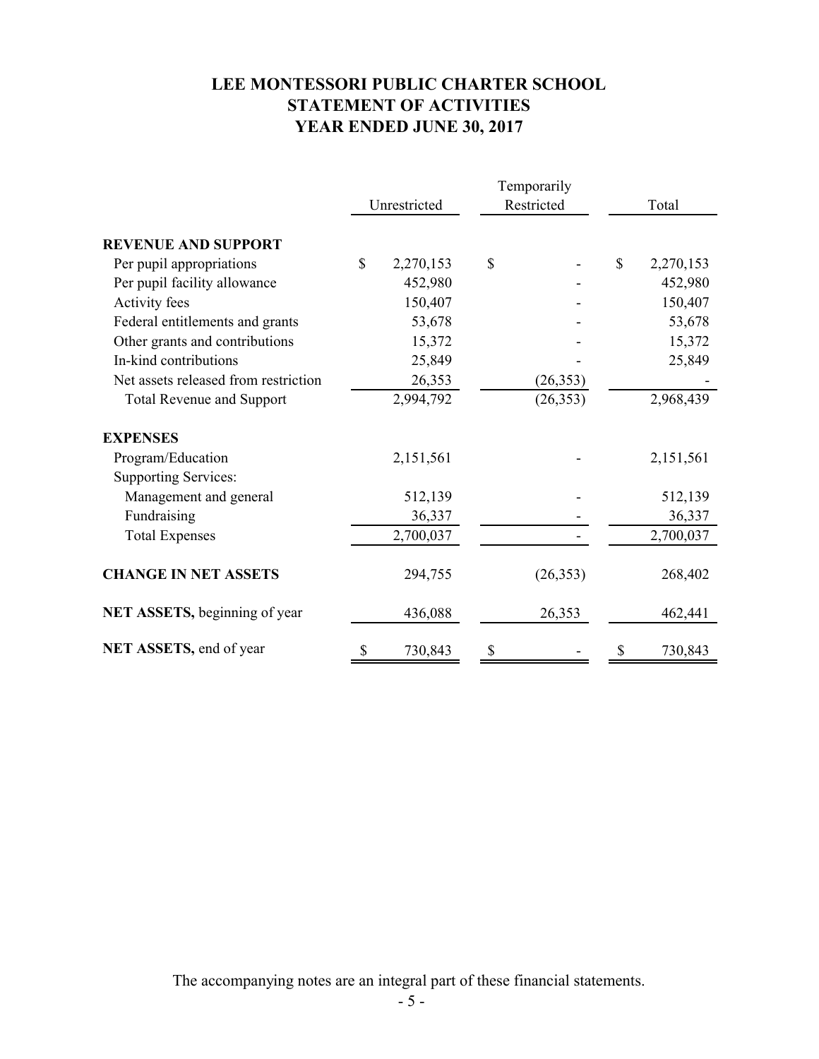# LEE MONTESSORI PUBLIC CHARTER SCHOOL
## STATEMENT OF ACTIVITIES
## YEAR ENDED JUNE 30, 2017

| | Unrestricted | Temporarily Restricted | Total |
|---|---|---|---|
| **REVENUE AND SUPPORT** | | | |
| Per pupil appropriations | $ 2,270,153 | $ - | $ 2,270,153 |
| Per pupil facility allowance | 452,980 | - | 452,980 |
| Activity fees | 150,407 | - | 150,407 |
| Federal entitlements and grants | 53,678 | - | 53,678 |
| Other grants and contributions | 15,372 | - | 15,372 |
| In-kind contributions | 25,849 | - | 25,849 |
| Net assets released from restriction | 26,353 | (26,353) | - |
| Total Revenue and Support | 2,994,792 | (26,353) | 2,968,439 |
| **EXPENSES** | | | |
| Program/Education | 2,151,561 | - | 2,151,561 |
| Supporting Services: | | | |
| Management and general | 512,139 | - | 512,139 |
| Fundraising | 36,337 | - | 36,337 |
| Total Expenses | 2,700,037 | - | 2,700,037 |
| **CHANGE IN NET ASSETS** | 294,755 | (26,353) | 268,402 |
| **NET ASSETS,** beginning of year | 436,088 | 26,353 | 462,441 |
| **NET ASSETS,** end of year | $ 730,843 | $ - | $ 730,843 |

The accompanying notes are an integral part of these financial statements.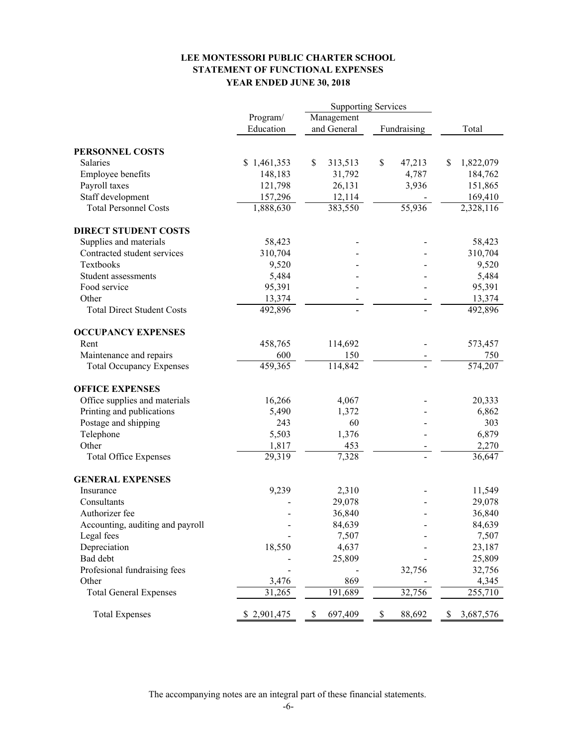# LEE MONTESSORI PUBLIC CHARTER SCHOOL
## STATEMENT OF FUNCTIONAL EXPENSES
### YEAR ENDED JUNE 30, 2018

| | Program/ Education | Supporting Services | | Total |
|---|---|---|---|---|
| | | Management and General | Fundraising | |
| **PERSONNEL COSTS** | | | | |
| Salaries | $ 1,461,353 | $ 313,513 | $ 47,213 | $ 1,822,079 |
| Employee benefits | 148,183 | 31,792 | 4,787 | 184,762 |
| Payroll taxes | 121,798 | 26,131 | 3,936 | 151,865 |
| Staff development | 157,296 | 12,114 | - | 169,410 |
| Total Personnel Costs | 1,888,630 | 383,550 | 55,936 | 2,328,116 |
| **DIRECT STUDENT COSTS** | | | | |
| Supplies and materials | 58,423 | - | - | 58,423 |
| Contracted student services | 310,704 | - | - | 310,704 |
| Textbooks | 9,520 | - | - | 9,520 |
| Student assessments | 5,484 | - | - | 5,484 |
| Food service | 95,391 | - | - | 95,391 |
| Other | 13,374 | - | - | 13,374 |
| Total Direct Student Costs | 492,896 | - | - | 492,896 |
| **OCCUPANCY EXPENSES** | | | | |
| Rent | 458,765 | 114,692 | - | 573,457 |
| Maintenance and repairs | 600 | 150 | - | 750 |
| Total Occupancy Expenses | 459,365 | 114,842 | - | 574,207 |
| **OFFICE EXPENSES** | | | | |
| Office supplies and materials | 16,266 | 4,067 | - | 20,333 |
| Printing and publications | 5,490 | 1,372 | - | 6,862 |
| Postage and shipping | 243 | 60 | - | 303 |
| Telephone | 5,503 | 1,376 | - | 6,879 |
| Other | 1,817 | 453 | - | 2,270 |
| Total Office Expenses | 29,319 | 7,328 | - | 36,647 |
| **GENERAL EXPENSES** | | | | |
| Insurance | 9,239 | 2,310 | - | 11,549 |
| Consultants | - | 29,078 | - | 29,078 |
| Authorizer fee | - | 36,840 | - | 36,840 |
| Accounting, auditing and payroll | - | 84,639 | - | 84,639 |
| Legal fees | - | 7,507 | - | 7,507 |
| Depreciation | 18,550 | 4,637 | - | 23,187 |
| Bad debt | - | 25,809 | - | 25,809 |
| Profesional fundraising fees | - | - | 32,756 | 32,756 |
| Other | 3,476 | 869 | - | 4,345 |
| Total General Expenses | 31,265 | 191,689 | 32,756 | 255,710 |
| Total Expenses | $ 2,901,475 | $ 697,409 | $ 88,692 | $ 3,687,576 |

The accompanying notes are an integral part of these financial statements.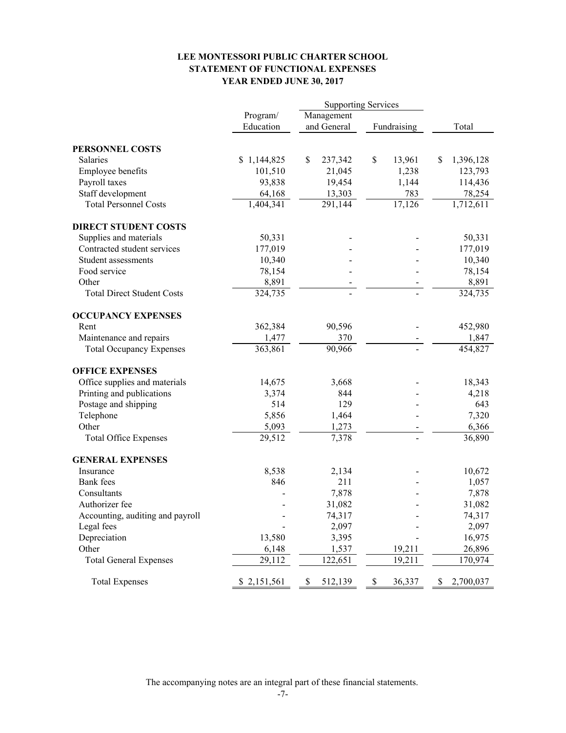# LEE MONTESSORI PUBLIC CHARTER SCHOOL
## STATEMENT OF FUNCTIONAL EXPENSES
### YEAR ENDED JUNE 30, 2017

| | Program/ Education | Supporting Services | | Total |
|---|---|---|---|---|
| | | Management and General | Fundraising | |
| **PERSONNEL COSTS** | | | | |
| Salaries | $ 1,144,825 | $ 237,342 | $ 13,961 | $ 1,396,128 |
| Employee benefits | 101,510 | 21,045 | 1,238 | 123,793 |
| Payroll taxes | 93,838 | 19,454 | 1,144 | 114,436 |
| Staff development | 64,168 | 13,303 | 783 | 78,254 |
| Total Personnel Costs | 1,404,341 | 291,144 | 17,126 | 1,712,611 |
| **DIRECT STUDENT COSTS** | | | | |
| Supplies and materials | 50,331 | - | - | 50,331 |
| Contracted student services | 177,019 | - | - | 177,019 |
| Student assessments | 10,340 | - | - | 10,340 |
| Food service | 78,154 | - | - | 78,154 |
| Other | 8,891 | - | - | 8,891 |
| Total Direct Student Costs | 324,735 | - | - | 324,735 |
| **OCCUPANCY EXPENSES** | | | | |
| Rent | 362,384 | 90,596 | - | 452,980 |
| Maintenance and repairs | 1,477 | 370 | - | 1,847 |
| Total Occupancy Expenses | 363,861 | 90,966 | - | 454,827 |
| **OFFICE EXPENSES** | | | | |
| Office supplies and materials | 14,675 | 3,668 | - | 18,343 |
| Printing and publications | 3,374 | 844 | - | 4,218 |
| Postage and shipping | 514 | 129 | - | 643 |
| Telephone | 5,856 | 1,464 | - | 7,320 |
| Other | 5,093 | 1,273 | - | 6,366 |
| Total Office Expenses | 29,512 | 7,378 | - | 36,890 |
| **GENERAL EXPENSES** | | | | |
| Insurance | 8,538 | 2,134 | - | 10,672 |
| Bank fees | 846 | 211 | - | 1,057 |
| Consultants | - | 7,878 | - | 7,878 |
| Authorizer fee | - | 31,082 | - | 31,082 |
| Accounting, auditing and payroll | - | 74,317 | - | 74,317 |
| Legal fees | - | 2,097 | - | 2,097 |
| Depreciation | 13,580 | 3,395 | - | 16,975 |
| Other | 6,148 | 1,537 | 19,211 | 26,896 |
| Total General Expenses | 29,112 | 122,651 | 19,211 | 170,974 |
| Total Expenses | $ 2,151,561 | $ 512,139 | $ 36,337 | $ 2,700,037 |

The accompanying notes are an integral part of these financial statements.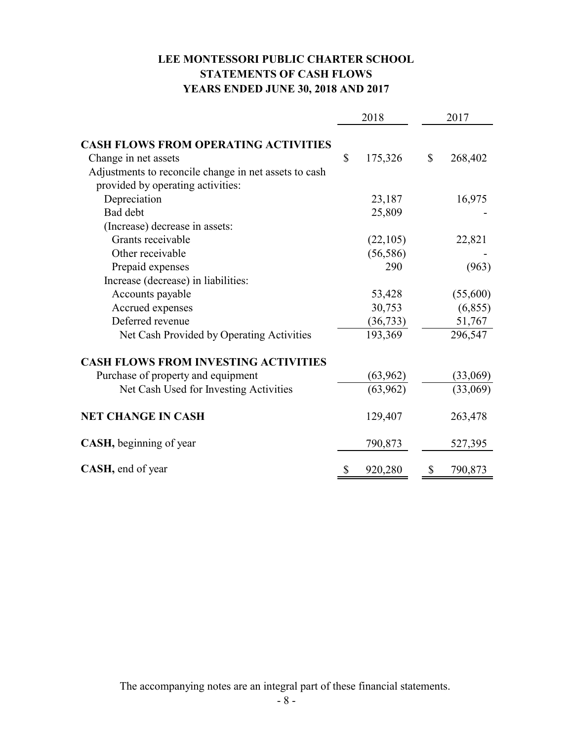# LEE MONTESSORI PUBLIC CHARTER SCHOOL
## STATEMENTS OF CASH FLOWS
### YEARS ENDED JUNE 30, 2018 AND 2017

| | 2018 | 2017 |
|---|---|---|
| **CASH FLOWS FROM OPERATING ACTIVITIES** | | |
| Change in net assets | $ 175,326 | $ 268,402 |
| Adjustments to reconcile change in net assets to cash provided by operating activities: | | |
| Depreciation | 23,187 | 16,975 |
| Bad debt | 25,809 | - |
| (Increase) decrease in assets: | | |
| Grants receivable | (22,105) | 22,821 |
| Other receivable | (56,586) | - |
| Prepaid expenses | 290 | (963) |
| Increase (decrease) in liabilities: | | |
| Accounts payable | 53,428 | (55,600) |
| Accrued expenses | 30,753 | (6,855) |
| Deferred revenue | (36,733) | 51,767 |
| Net Cash Provided by Operating Activities | 193,369 | 296,547 |
| **CASH FLOWS FROM INVESTING ACTIVITIES** | | |
| Purchase of property and equipment | (63,962) | (33,069) |
| Net Cash Used for Investing Activities | (63,962) | (33,069) |
| **NET CHANGE IN CASH** | 129,407 | 263,478 |
| **CASH,** beginning of year | 790,873 | 527,395 |
| **CASH,** end of year | $ 920,280 | $ 790,873 |

The accompanying notes are an integral part of these financial statements.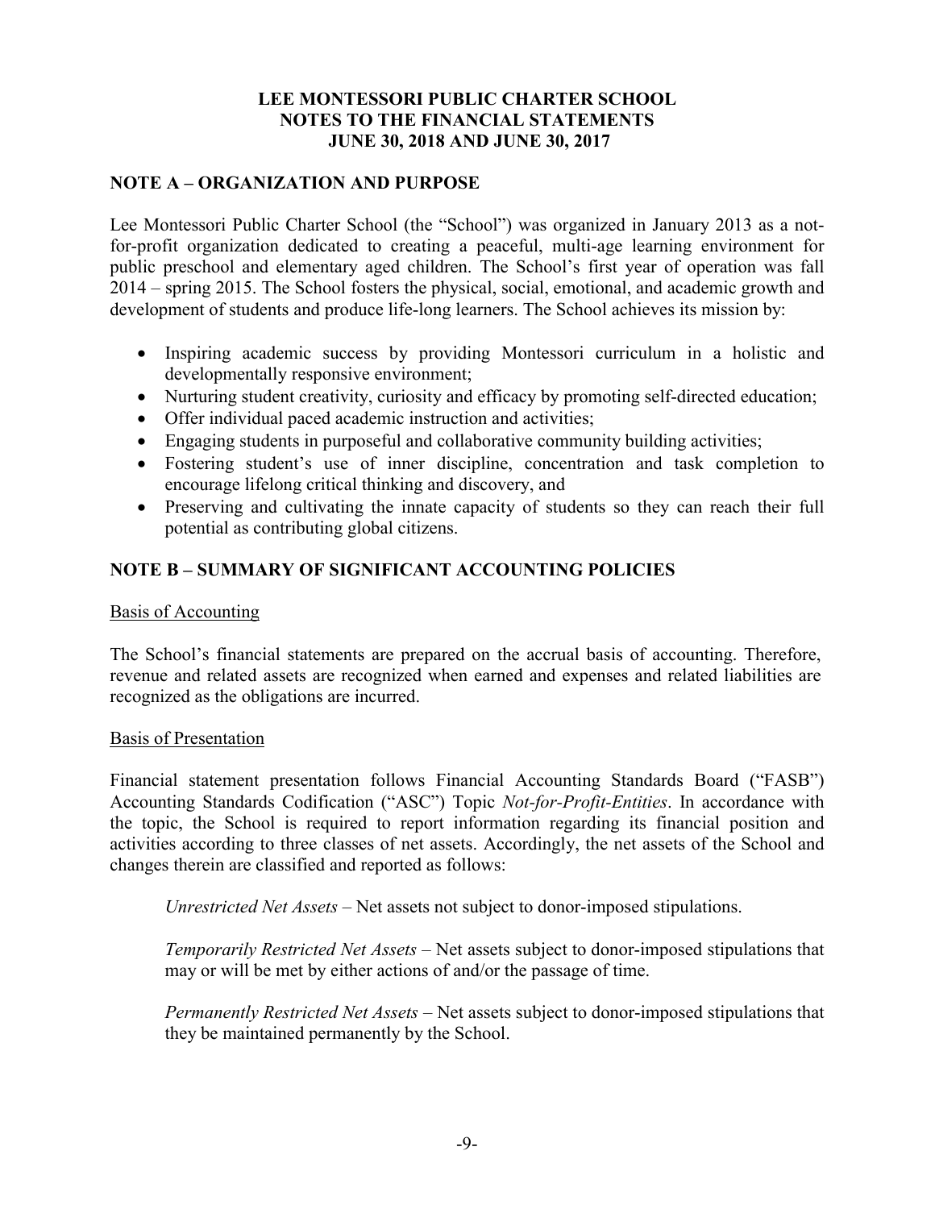**LEE MONTESSORI PUBLIC CHARTER SCHOOL**
**NOTES TO THE FINANCIAL STATEMENTS**
**JUNE 30, 2018 AND JUNE 30, 2017**

## NOTE A – ORGANIZATION AND PURPOSE

Lee Montessori Public Charter School (the "School") was organized in January 2013 as a not-for-profit organization dedicated to creating a peaceful, multi-age learning environment for public preschool and elementary aged children. The School's first year of operation was fall 2014 – spring 2015. The School fosters the physical, social, emotional, and academic growth and development of students and produce life-long learners. The School achieves its mission by:

- Inspiring academic success by providing Montessori curriculum in a holistic and developmentally responsive environment;
- Nurturing student creativity, curiosity and efficacy by promoting self-directed education;
- Offer individual paced academic instruction and activities;
- Engaging students in purposeful and collaborative community building activities;
- Fostering student's use of inner discipline, concentration and task completion to encourage lifelong critical thinking and discovery, and
- Preserving and cultivating the innate capacity of students so they can reach their full potential as contributing global citizens.

## NOTE B – SUMMARY OF SIGNIFICANT ACCOUNTING POLICIES

### Basis of Accounting

The School's financial statements are prepared on the accrual basis of accounting. Therefore, revenue and related assets are recognized when earned and expenses and related liabilities are recognized as the obligations are incurred.

### Basis of Presentation

Financial statement presentation follows Financial Accounting Standards Board ("FASB") Accounting Standards Codification ("ASC") Topic *Not-for-Profit-Entities*. In accordance with the topic, the School is required to report information regarding its financial position and activities according to three classes of net assets. Accordingly, the net assets of the School and changes therein are classified and reported as follows:

*Unrestricted Net Assets* – Net assets not subject to donor-imposed stipulations.

*Temporarily Restricted Net Assets* – Net assets subject to donor-imposed stipulations that may or will be met by either actions of and/or the passage of time.

*Permanently Restricted Net Assets* – Net assets subject to donor-imposed stipulations that they be maintained permanently by the School.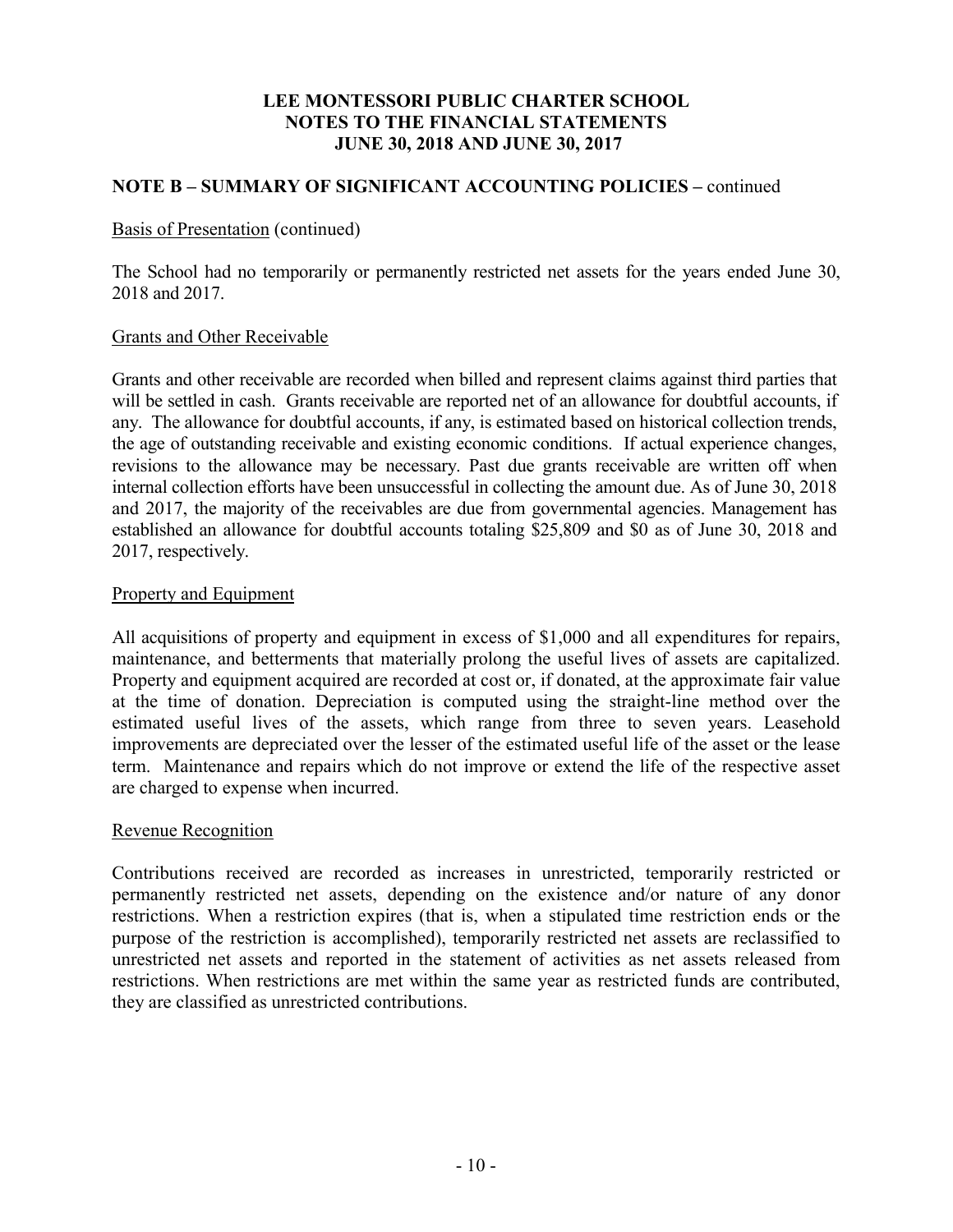# LEE MONTESSORI PUBLIC CHARTER SCHOOL
## NOTES TO THE FINANCIAL STATEMENTS
## JUNE 30, 2018 AND JUNE 30, 2017

## NOTE B – SUMMARY OF SIGNIFICANT ACCOUNTING POLICIES – continued

Basis of Presentation (continued)

The School had no temporarily or permanently restricted net assets for the years ended June 30, 2018 and 2017.

Grants and Other Receivable

Grants and other receivable are recorded when billed and represent claims against third parties that will be settled in cash. Grants receivable are reported net of an allowance for doubtful accounts, if any. The allowance for doubtful accounts, if any, is estimated based on historical collection trends, the age of outstanding receivable and existing economic conditions. If actual experience changes, revisions to the allowance may be necessary. Past due grants receivable are written off when internal collection efforts have been unsuccessful in collecting the amount due. As of June 30, 2018 and 2017, the majority of the receivables are due from governmental agencies. Management has established an allowance for doubtful accounts totaling $25,809 and $0 as of June 30, 2018 and 2017, respectively.

Property and Equipment

All acquisitions of property and equipment in excess of $1,000 and all expenditures for repairs, maintenance, and betterments that materially prolong the useful lives of assets are capitalized. Property and equipment acquired are recorded at cost or, if donated, at the approximate fair value at the time of donation. Depreciation is computed using the straight-line method over the estimated useful lives of the assets, which range from three to seven years. Leasehold improvements are depreciated over the lesser of the estimated useful life of the asset or the lease term. Maintenance and repairs which do not improve or extend the life of the respective asset are charged to expense when incurred.

Revenue Recognition

Contributions received are recorded as increases in unrestricted, temporarily restricted or permanently restricted net assets, depending on the existence and/or nature of any donor restrictions. When a restriction expires (that is, when a stipulated time restriction ends or the purpose of the restriction is accomplished), temporarily restricted net assets are reclassified to unrestricted net assets and reported in the statement of activities as net assets released from restrictions. When restrictions are met within the same year as restricted funds are contributed, they are classified as unrestricted contributions.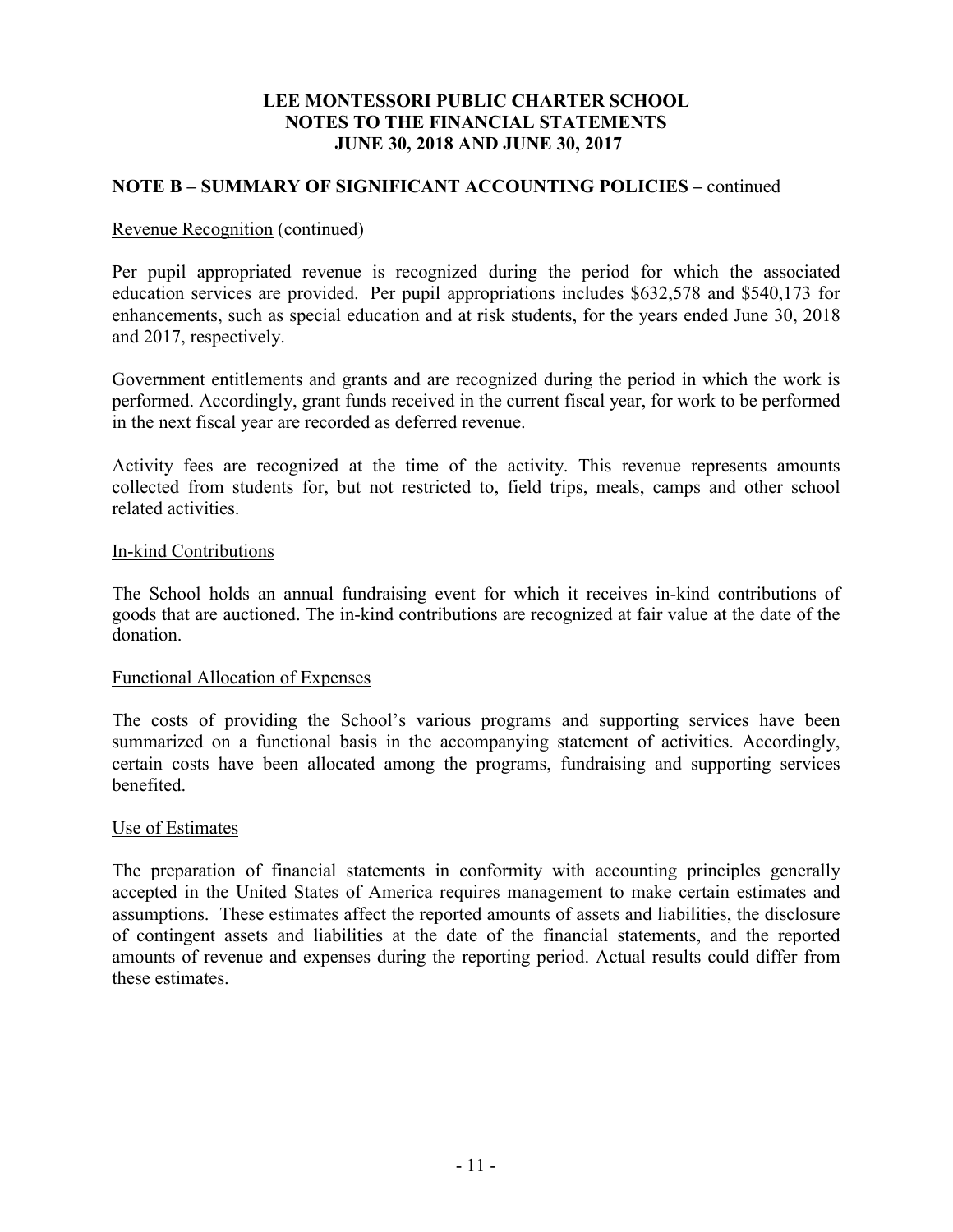**LEE MONTESSORI PUBLIC CHARTER SCHOOL**
**NOTES TO THE FINANCIAL STATEMENTS**
**JUNE 30, 2018 AND JUNE 30, 2017**

## NOTE B – SUMMARY OF SIGNIFICANT ACCOUNTING POLICIES – continued

Revenue Recognition (continued)

Per pupil appropriated revenue is recognized during the period for which the associated education services are provided. Per pupil appropriations includes $632,578 and $540,173 for enhancements, such as special education and at risk students, for the years ended June 30, 2018 and 2017, respectively.

Government entitlements and grants and are recognized during the period in which the work is performed. Accordingly, grant funds received in the current fiscal year, for work to be performed in the next fiscal year are recorded as deferred revenue.

Activity fees are recognized at the time of the activity. This revenue represents amounts collected from students for, but not restricted to, field trips, meals, camps and other school related activities.

In-kind Contributions

The School holds an annual fundraising event for which it receives in-kind contributions of goods that are auctioned. The in-kind contributions are recognized at fair value at the date of the donation.

Functional Allocation of Expenses

The costs of providing the School's various programs and supporting services have been summarized on a functional basis in the accompanying statement of activities. Accordingly, certain costs have been allocated among the programs, fundraising and supporting services benefited.

Use of Estimates

The preparation of financial statements in conformity with accounting principles generally accepted in the United States of America requires management to make certain estimates and assumptions. These estimates affect the reported amounts of assets and liabilities, the disclosure of contingent assets and liabilities at the date of the financial statements, and the reported amounts of revenue and expenses during the reporting period. Actual results could differ from these estimates.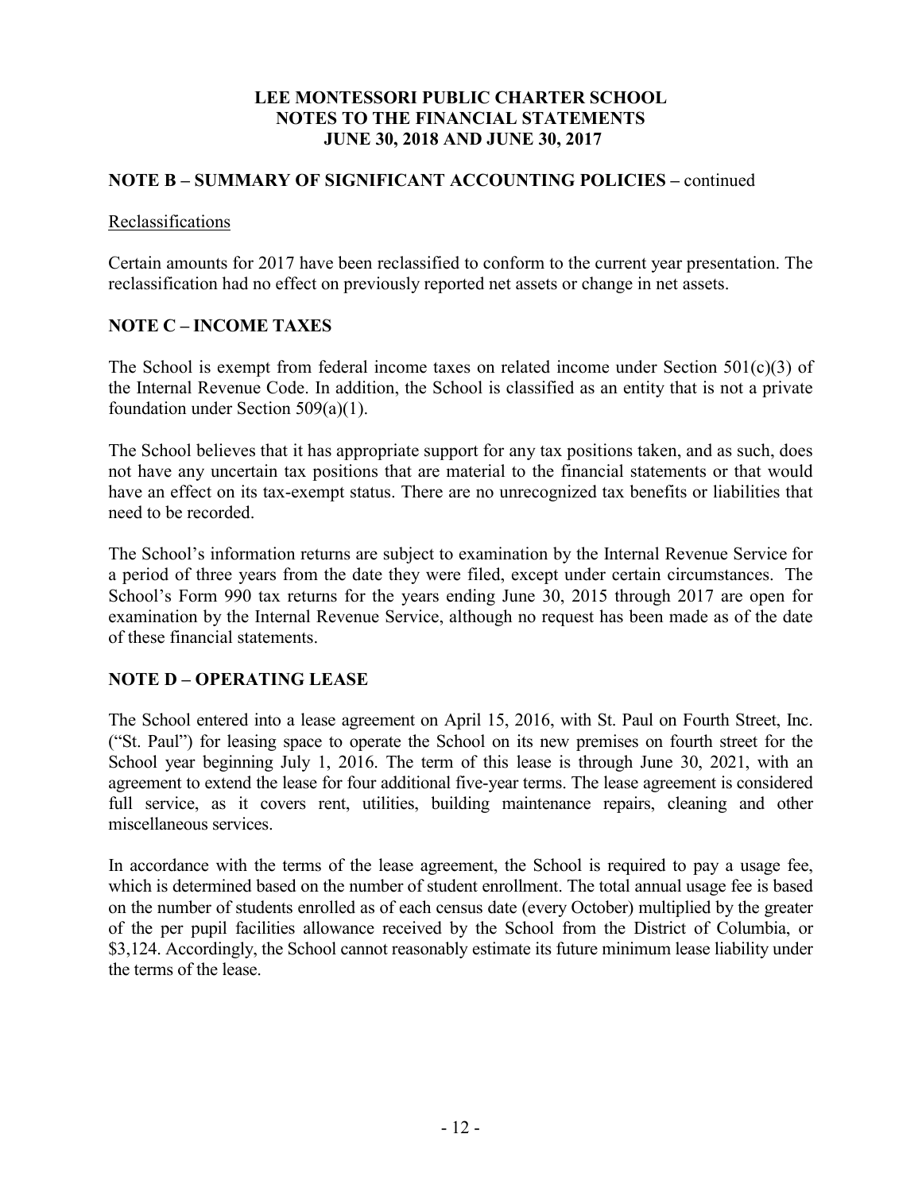## NOTE B – SUMMARY OF SIGNIFICANT ACCOUNTING POLICIES – continued

### Reclassifications

Certain amounts for 2017 have been reclassified to conform to the current year presentation. The reclassification had no effect on previously reported net assets or change in net assets.

## NOTE C – INCOME TAXES

The School is exempt from federal income taxes on related income under Section 501(c)(3) of the Internal Revenue Code. In addition, the School is classified as an entity that is not a private foundation under Section 509(a)(1).

The School believes that it has appropriate support for any tax positions taken, and as such, does not have any uncertain tax positions that are material to the financial statements or that would have an effect on its tax-exempt status. There are no unrecognized tax benefits or liabilities that need to be recorded.

The School's information returns are subject to examination by the Internal Revenue Service for a period of three years from the date they were filed, except under certain circumstances. The School's Form 990 tax returns for the years ending June 30, 2015 through 2017 are open for examination by the Internal Revenue Service, although no request has been made as of the date of these financial statements.

## NOTE D – OPERATING LEASE

The School entered into a lease agreement on April 15, 2016, with St. Paul on Fourth Street, Inc. ("St. Paul") for leasing space to operate the School on its new premises on fourth street for the School year beginning July 1, 2016. The term of this lease is through June 30, 2021, with an agreement to extend the lease for four additional five-year terms. The lease agreement is considered full service, as it covers rent, utilities, building maintenance repairs, cleaning and other miscellaneous services.

In accordance with the terms of the lease agreement, the School is required to pay a usage fee, which is determined based on the number of student enrollment. The total annual usage fee is based on the number of students enrolled as of each census date (every October) multiplied by the greater of the per pupil facilities allowance received by the School from the District of Columbia, or $3,124. Accordingly, the School cannot reasonably estimate its future minimum lease liability under the terms of the lease.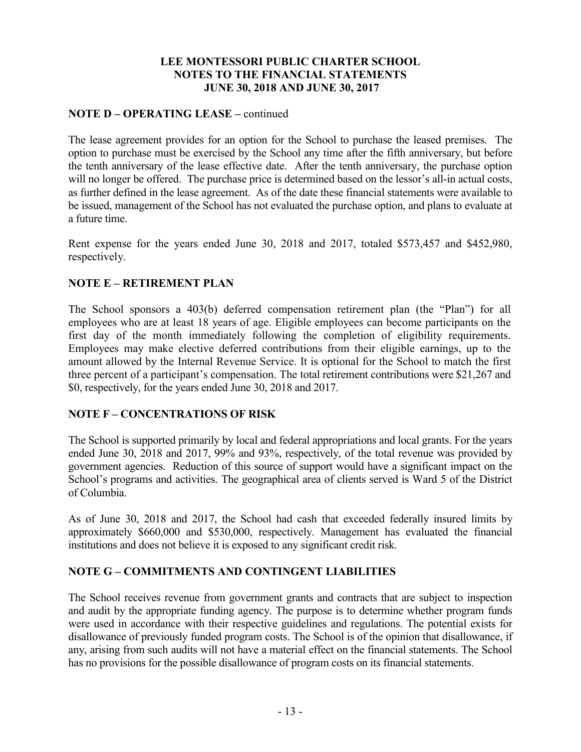# LEE MONTESSORI PUBLIC CHARTER SCHOOL
# NOTES TO THE FINANCIAL STATEMENTS
# JUNE 30, 2018 AND JUNE 30, 2017

## NOTE D – OPERATING LEASE – continued

The lease agreement provides for an option for the School to purchase the leased premises. The option to purchase must be exercised by the School any time after the fifth anniversary, but before the tenth anniversary of the lease effective date. After the tenth anniversary, the purchase option will no longer be offered. The purchase price is determined based on the lessor's all-in actual costs, as further defined in the lease agreement. As of the date these financial statements were available to be issued, management of the School has not evaluated the purchase option, and plans to evaluate at a future time.

Rent expense for the years ended June 30, 2018 and 2017, totaled $573,457 and $452,980, respectively.

## NOTE E – RETIREMENT PLAN

The School sponsors a 403(b) deferred compensation retirement plan (the "Plan") for all employees who are at least 18 years of age. Eligible employees can become participants on the first day of the month immediately following the completion of eligibility requirements. Employees may make elective deferred contributions from their eligible earnings, up to the amount allowed by the Internal Revenue Service. It is optional for the School to match the first three percent of a participant's compensation. The total retirement contributions were $21,267 and $0, respectively, for the years ended June 30, 2018 and 2017.

## NOTE F – CONCENTRATIONS OF RISK

The School is supported primarily by local and federal appropriations and local grants. For the years ended June 30, 2018 and 2017, 99% and 93%, respectively, of the total revenue was provided by government agencies. Reduction of this source of support would have a significant impact on the School's programs and activities. The geographical area of clients served is Ward 5 of the District of Columbia.

As of June 30, 2018 and 2017, the School had cash that exceeded federally insured limits by approximately $660,000 and $530,000, respectively. Management has evaluated the financial institutions and does not believe it is exposed to any significant credit risk.

## NOTE G – COMMITMENTS AND CONTINGENT LIABILITIES

The School receives revenue from government grants and contracts that are subject to inspection and audit by the appropriate funding agency. The purpose is to determine whether program funds were used in accordance with their respective guidelines and regulations. The potential exists for disallowance of previously funded program costs. The School is of the opinion that disallowance, if any, arising from such audits will not have a material effect on the financial statements. The School has no provisions for the possible disallowance of program costs on its financial statements.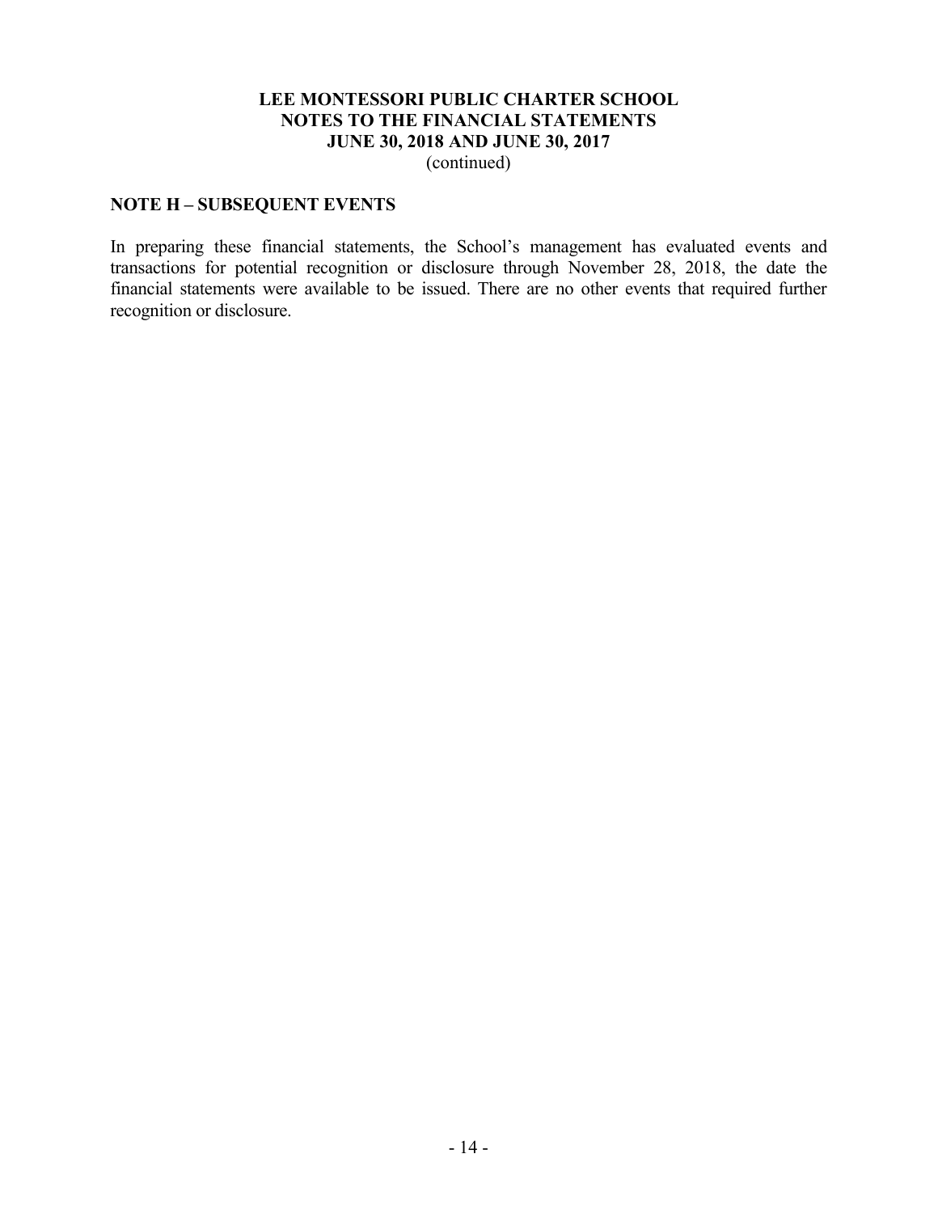**LEE MONTESSORI PUBLIC CHARTER SCHOOL**
**NOTES TO THE FINANCIAL STATEMENTS**
**JUNE 30, 2018 AND JUNE 30, 2017**
(continued)

## NOTE H – SUBSEQUENT EVENTS

In preparing these financial statements, the School's management has evaluated events and transactions for potential recognition or disclosure through November 28, 2018, the date the financial statements were available to be issued. There are no other events that required further recognition or disclosure.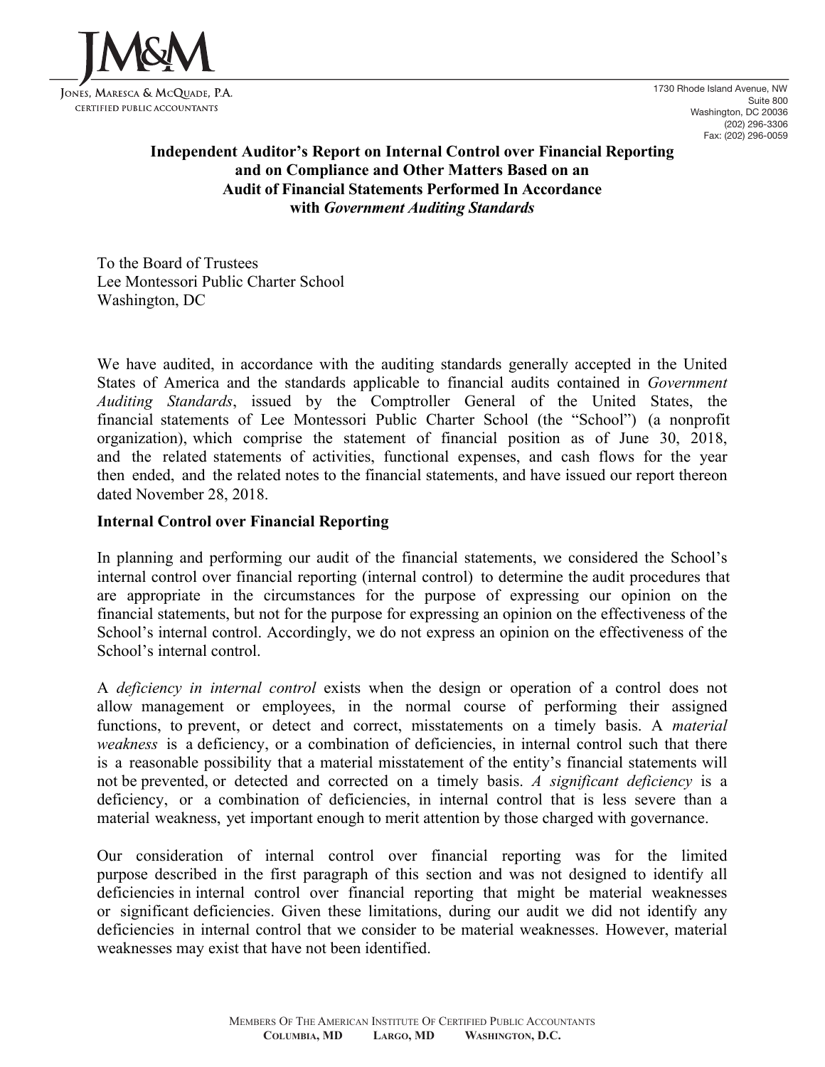JM&M

JONES, MARESCA & MCQUADE, P.A.
CERTIFIED PUBLIC ACCOUNTANTS

1730 Rhode Island Avenue, NW
Suite 800
Washington, DC 20036
(202) 296-3306
Fax: (202) 296-0059

**Independent Auditor's Report on Internal Control over Financial Reporting and on Compliance and Other Matters Based on an Audit of Financial Statements Performed In Accordance with *Government Auditing Standards***

To the Board of Trustees
Lee Montessori Public Charter School
Washington, DC

We have audited, in accordance with the auditing standards generally accepted in the United States of America and the standards applicable to financial audits contained in *Government Auditing Standards*, issued by the Comptroller General of the United States, the financial statements of Lee Montessori Public Charter School (the "School") (a nonprofit organization), which comprise the statement of financial position as of June 30, 2018, and the related statements of activities, functional expenses, and cash flows for the year then ended, and the related notes to the financial statements, and have issued our report thereon dated November 28, 2018.

**Internal Control over Financial Reporting**

In planning and performing our audit of the financial statements, we considered the School's internal control over financial reporting (internal control) to determine the audit procedures that are appropriate in the circumstances for the purpose of expressing our opinion on the financial statements, but not for the purpose for expressing an opinion on the effectiveness of the School's internal control. Accordingly, we do not express an opinion on the effectiveness of the School's internal control.

A *deficiency in internal control* exists when the design or operation of a control does not allow management or employees, in the normal course of performing their assigned functions, to prevent, or detect and correct, misstatements on a timely basis. A *material weakness* is a deficiency, or a combination of deficiencies, in internal control such that there is a reasonable possibility that a material misstatement of the entity's financial statements will not be prevented, or detected and corrected on a timely basis. *A significant deficiency* is a deficiency, or a combination of deficiencies, in internal control that is less severe than a material weakness, yet important enough to merit attention by those charged with governance.

Our consideration of internal control over financial reporting was for the limited purpose described in the first paragraph of this section and was not designed to identify all deficiencies in internal control over financial reporting that might be material weaknesses or significant deficiencies. Given these limitations, during our audit we did not identify any deficiencies in internal control that we consider to be material weaknesses. However, material weaknesses may exist that have not been identified.

MEMBERS OF THE AMERICAN INSTITUTE OF CERTIFIED PUBLIC ACCOUNTANTS
COLUMBIA, MD LARGO, MD WASHINGTON, D.C.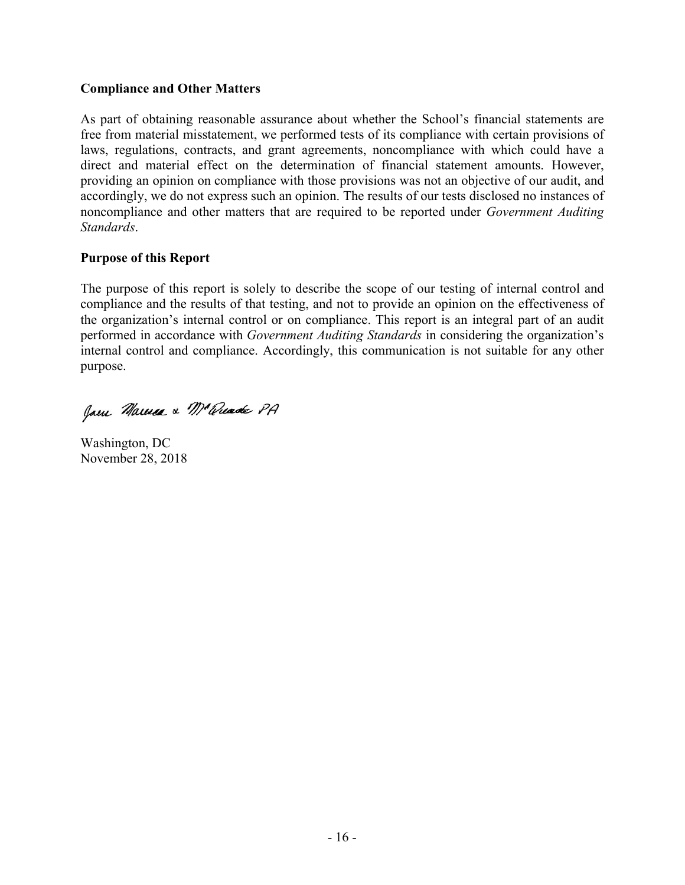**Compliance and Other Matters**

As part of obtaining reasonable assurance about whether the School's financial statements are free from material misstatement, we performed tests of its compliance with certain provisions of laws, regulations, contracts, and grant agreements, noncompliance with which could have a direct and material effect on the determination of financial statement amounts. However, providing an opinion on compliance with those provisions was not an objective of our audit, and accordingly, we do not express such an opinion. The results of our tests disclosed no instances of noncompliance and other matters that are required to be reported under *Government Auditing Standards*.

**Purpose of this Report**

The purpose of this report is solely to describe the scope of our testing of internal control and compliance and the results of that testing, and not to provide an opinion on the effectiveness of the organization's internal control or on compliance. This report is an integral part of an audit performed in accordance with *Government Auditing Standards* in considering the organization's internal control and compliance. Accordingly, this communication is not suitable for any other purpose.

Jaco Marucca & McQuade PA

Washington, DC
November 28, 2018